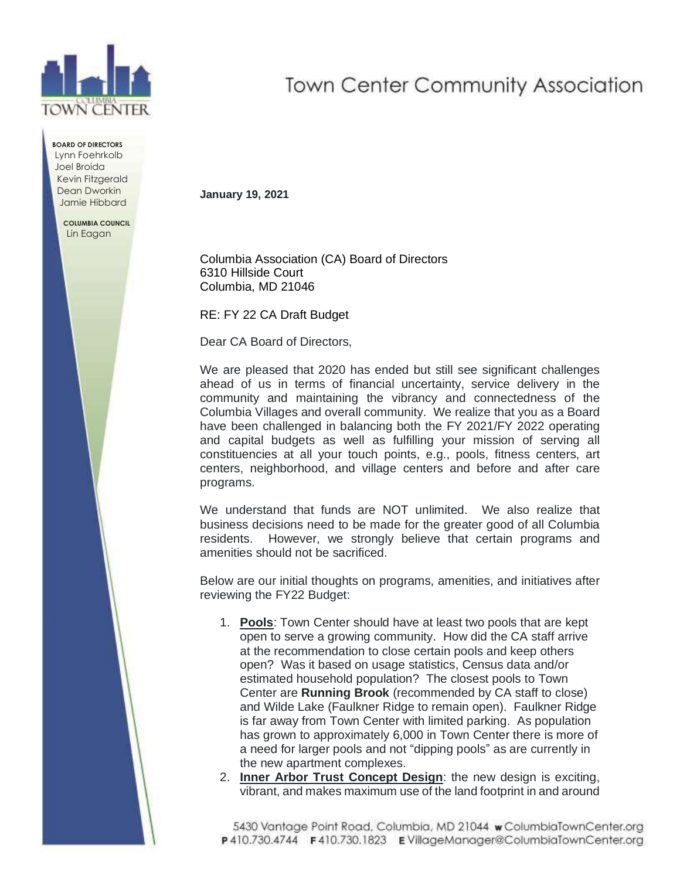# Town Center Community Association

**BOARD OF DIRECTORS**
Lynn Foehrkolb
Joel Broida
Kevin Fitzgerald
Dean Dworkin
Jamie Hibbard

**COLUMBIA COUNCIL**
Lin Eagan

**January 19, 2021**

Columbia Association (CA) Board of Directors
6310 Hillside Court
Columbia, MD 21046

RE: FY 22 CA Draft Budget

Dear CA Board of Directors,

We are pleased that 2020 has ended but still see significant challenges ahead of us in terms of financial uncertainty, service delivery in the community and maintaining the vibrancy and connectedness of the Columbia Villages and overall community. We realize that you as a Board have been challenged in balancing both the FY 2021/FY 2022 operating and capital budgets as well as fulfilling your mission of serving all constituencies at all your touch points, e.g., pools, fitness centers, art centers, neighborhood, and village centers and before and after care programs.

We understand that funds are NOT unlimited. We also realize that business decisions need to be made for the greater good of all Columbia residents. However, we strongly believe that certain programs and amenities should not be sacrificed.

Below are our initial thoughts on programs, amenities, and initiatives after reviewing the FY22 Budget:

1. **Pools**: Town Center should have at least two pools that are kept open to serve a growing community. How did the CA staff arrive at the recommendation to close certain pools and keep others open? Was it based on usage statistics, Census data and/or estimated household population? The closest pools to Town Center are **Running Brook** (recommended by CA staff to close) and Wilde Lake (Faulkner Ridge to remain open). Faulkner Ridge is far away from Town Center with limited parking. As population has grown to approximately 6,000 in Town Center there is more of a need for larger pools and not "dipping pools" as are currently in the new apartment complexes.
2. **Inner Arbor Trust Concept Design**: the new design is exciting, vibrant, and makes maximum use of the land footprint in and around

5430 Vantage Point Road, Columbia, MD 21044 **w** ColumbiaTownCenter.org
**P** 410.730.4744 **F** 410.730.1823 **E** VillageManager@ColumbiaTownCenter.org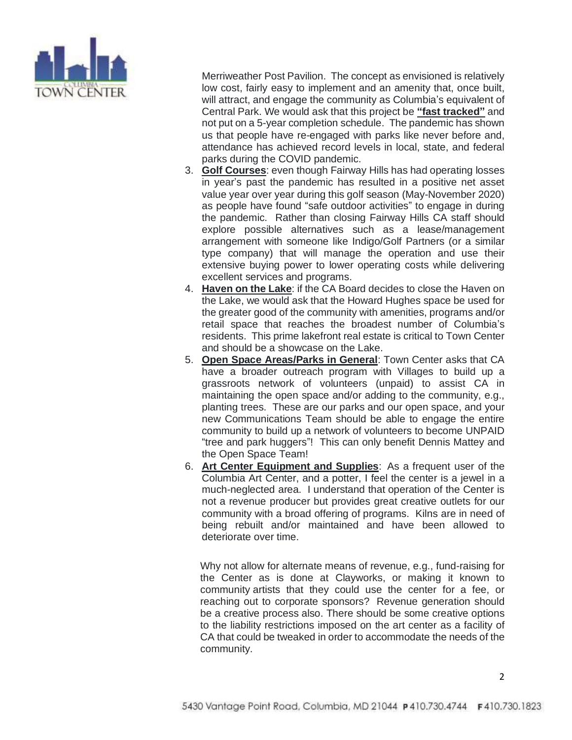Merriweather Post Pavilion. The concept as envisioned is relatively low cost, fairly easy to implement and an amenity that, once built, will attract, and engage the community as Columbia's equivalent of Central Park. We would ask that this project be **"fast tracked"** and not put on a 5-year completion schedule. The pandemic has shown us that people have re-engaged with parks like never before and, attendance has achieved record levels in local, state, and federal parks during the COVID pandemic.

3. **Golf Courses**: even though Fairway Hills has had operating losses in year's past the pandemic has resulted in a positive net asset value year over year during this golf season (May-November 2020) as people have found "safe outdoor activities" to engage in during the pandemic. Rather than closing Fairway Hills CA staff should explore possible alternatives such as a lease/management arrangement with someone like Indigo/Golf Partners (or a similar type company) that will manage the operation and use their extensive buying power to lower operating costs while delivering excellent services and programs.
4. **Haven on the Lake**: if the CA Board decides to close the Haven on the Lake, we would ask that the Howard Hughes space be used for the greater good of the community with amenities, programs and/or retail space that reaches the broadest number of Columbia's residents. This prime lakefront real estate is critical to Town Center and should be a showcase on the Lake.
5. **Open Space Areas/Parks in General**: Town Center asks that CA have a broader outreach program with Villages to build up a grassroots network of volunteers (unpaid) to assist CA in maintaining the open space and/or adding to the community, e.g., planting trees. These are our parks and our open space, and your new Communications Team should be able to engage the entire community to build up a network of volunteers to become UNPAID "tree and park huggers"! This can only benefit Dennis Mattey and the Open Space Team!
6. **Art Center Equipment and Supplies**: As a frequent user of the Columbia Art Center, and a potter, I feel the center is a jewel in a much-neglected area. I understand that operation of the Center is not a revenue producer but provides great creative outlets for our community with a broad offering of programs. Kilns are in need of being rebuilt and/or maintained and have been allowed to deteriorate over time.

   Why not allow for alternate means of revenue, e.g., fund-raising for the Center as is done at Clayworks, or making it known to community artists that they could use the center for a fee, or reaching out to corporate sponsors? Revenue generation should be a creative process also. There should be some creative options to the liability restrictions imposed on the art center as a facility of CA that could be tweaked in order to accommodate the needs of the community.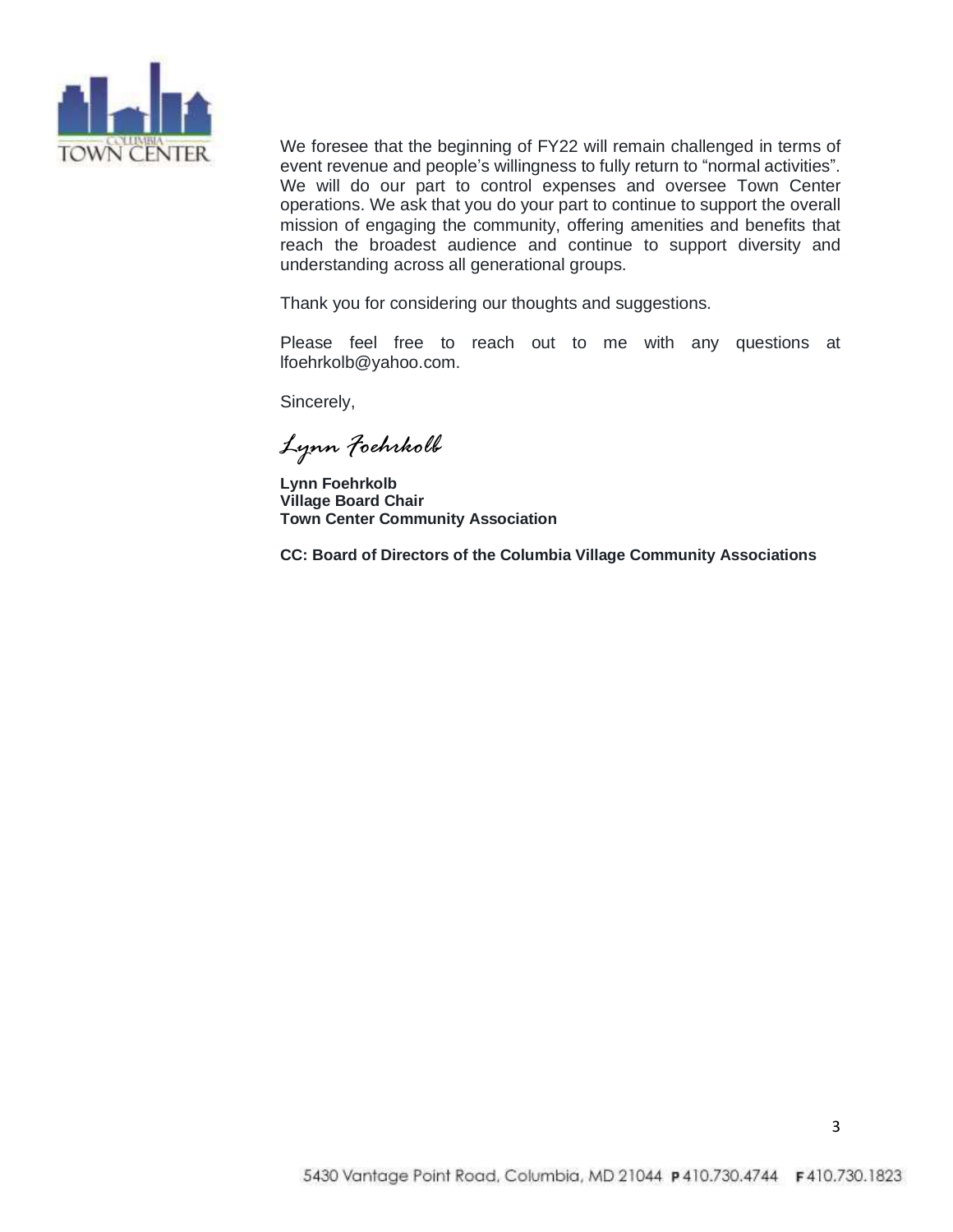We foresee that the beginning of FY22 will remain challenged in terms of event revenue and people's willingness to fully return to "normal activities". We will do our part to control expenses and oversee Town Center operations. We ask that you do your part to continue to support the overall mission of engaging the community, offering amenities and benefits that reach the broadest audience and continue to support diversity and understanding across all generational groups.

Thank you for considering our thoughts and suggestions.

Please feel free to reach out to me with any questions at lfoehrkolb@yahoo.com.

Sincerely,

*Lynn Foehrkolb*

**Lynn Foehrkolb**
**Village Board Chair**
**Town Center Community Association**

**CC: Board of Directors of the Columbia Village Community Associations**

5430 Vantage Point Road, Columbia, MD 21044 P 410.730.4744 F 410.730.1823